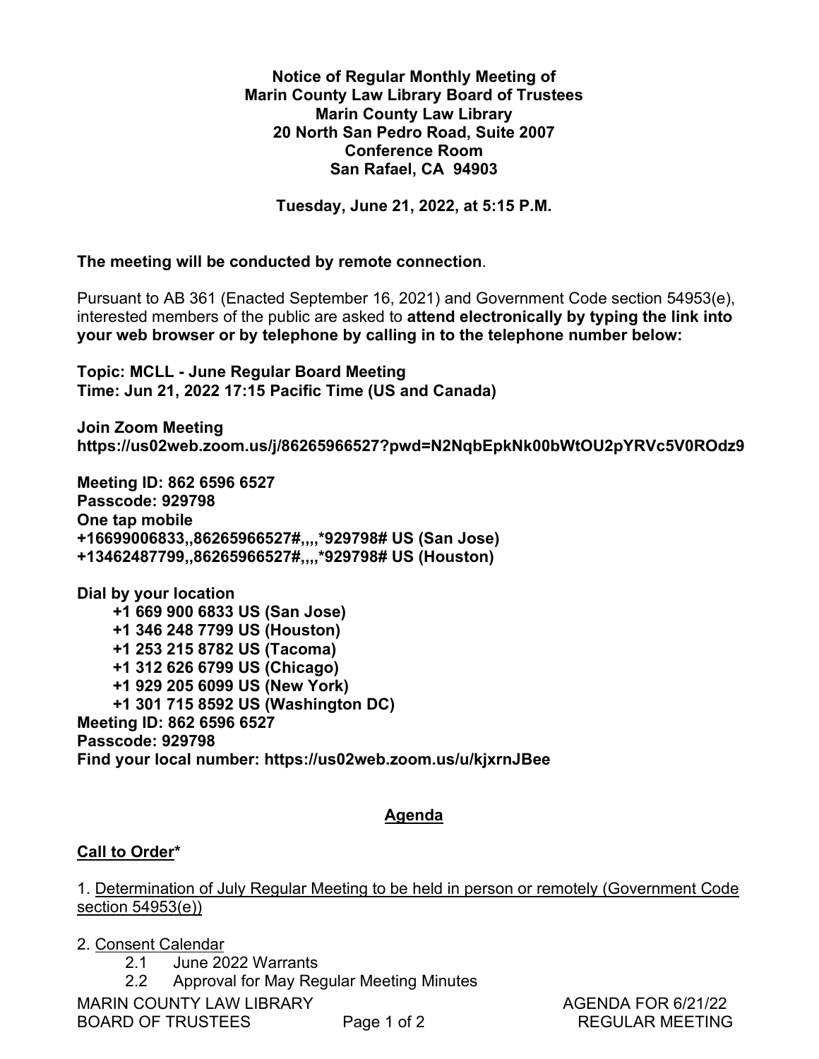**Notice of Regular Monthly Meeting of**
**Marin County Law Library Board of Trustees**
**Marin County Law Library**
**20 North San Pedro Road, Suite 2007**
**Conference Room**
**San Rafael, CA 94903**

**Tuesday, June 21, 2022, at 5:15 P.M.**

**The meeting will be conducted by remote connection**.

Pursuant to AB 361 (Enacted September 16, 2021) and Government Code section 54953(e), interested members of the public are asked to **attend electronically by typing the link into your web browser or by telephone by calling in to the telephone number below:**

**Topic: MCLL - June Regular Board Meeting**
**Time: Jun 21, 2022 17:15 Pacific Time (US and Canada)**

**Join Zoom Meeting**
**https://us02web.zoom.us/j/86265966527?pwd=N2NqbEpkNk00bWtOU2pYRVc5V0ROdz9**

**Meeting ID: 862 6596 6527**
**Passcode: 929798**
**One tap mobile**
**+16699006833,,86265966527#,,,,*929798# US (San Jose)**
**+13462487799,,86265966527#,,,,*929798# US (Houston)**

**Dial by your location**
**+1 669 900 6833 US (San Jose)**
**+1 346 248 7799 US (Houston)**
**+1 253 215 8782 US (Tacoma)**
**+1 312 626 6799 US (Chicago)**
**+1 929 205 6099 US (New York)**
**+1 301 715 8592 US (Washington DC)**
**Meeting ID: 862 6596 6527**
**Passcode: 929798**
**Find your local number: https://us02web.zoom.us/u/kjxrnJBee**

## Agenda

**Call to Order***

1. Determination of July Regular Meeting to be held in person or remotely (Government Code section 54953(e))

2. Consent Calendar
   - 2.1 June 2022 Warrants
   - 2.2 Approval for May Regular Meeting Minutes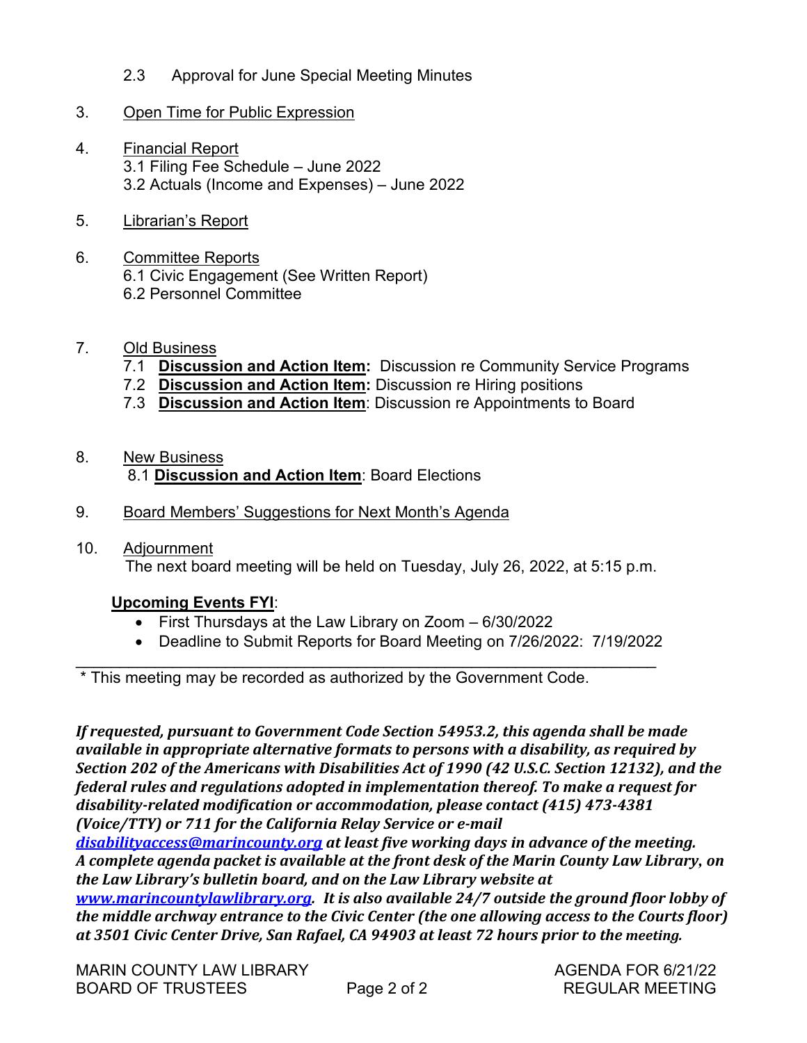2.3 Approval for June Special Meeting Minutes

3. <u>Open Time for Public Expression</u>

4. <u>Financial Report</u>
   3.1 Filing Fee Schedule – June 2022
   3.2 Actuals (Income and Expenses) – June 2022

5. <u>Librarian's Report</u>

6. <u>Committee Reports</u>
   6.1 Civic Engagement (See Written Report)
   6.2 Personnel Committee

7. <u>Old Business</u>
   7.1 **<u>Discussion and Action Item</u>:** Discussion re Community Service Programs
   7.2 **<u>Discussion and Action Item</u>:** Discussion re Hiring positions
   7.3 **<u>Discussion and Action Item</u>**: Discussion re Appointments to Board

8. <u>New Business</u>
   8.1 **<u>Discussion and Action Item</u>**: Board Elections

9. <u>Board Members' Suggestions for Next Month's Agenda</u>

10. <u>Adjournment</u>
    The next board meeting will be held on Tuesday, July 26, 2022, at 5:15 p.m.

**<u>Upcoming Events FYI</u>**:

- First Thursdays at the Law Library on Zoom – 6/30/2022
- Deadline to Submit Reports for Board Meeting on 7/26/2022: 7/19/2022

---

* This meeting may be recorded as authorized by the Government Code.

***If requested, pursuant to Government Code Section 54953.2, this agenda shall be made available in appropriate alternative formats to persons with a disability, as required by Section 202 of the Americans with Disabilities Act of 1990 (42 U.S.C. Section 12132), and the federal rules and regulations adopted in implementation thereof. To make a request for disability-related modification or accommodation, please contact (415) 473-4381 (Voice/TTY) or 711 for the California Relay Service or e-mail [disabilityaccess@marincounty.org](mailto:disabilityaccess@marincounty.org) at least five working days in advance of the meeting. A complete agenda packet is available at the front desk of the Marin County Law Library, on the Law Library's bulletin board, and on the Law Library website at [www.marincountylawlibrary.org](http://www.marincountylawlibrary.org). It is also available 24/7 outside the ground floor lobby of the middle archway entrance to the Civic Center (the one allowing access to the Courts floor) at 3501 Civic Center Drive, San Rafael, CA 94903 at least 72 hours prior to the meeting.***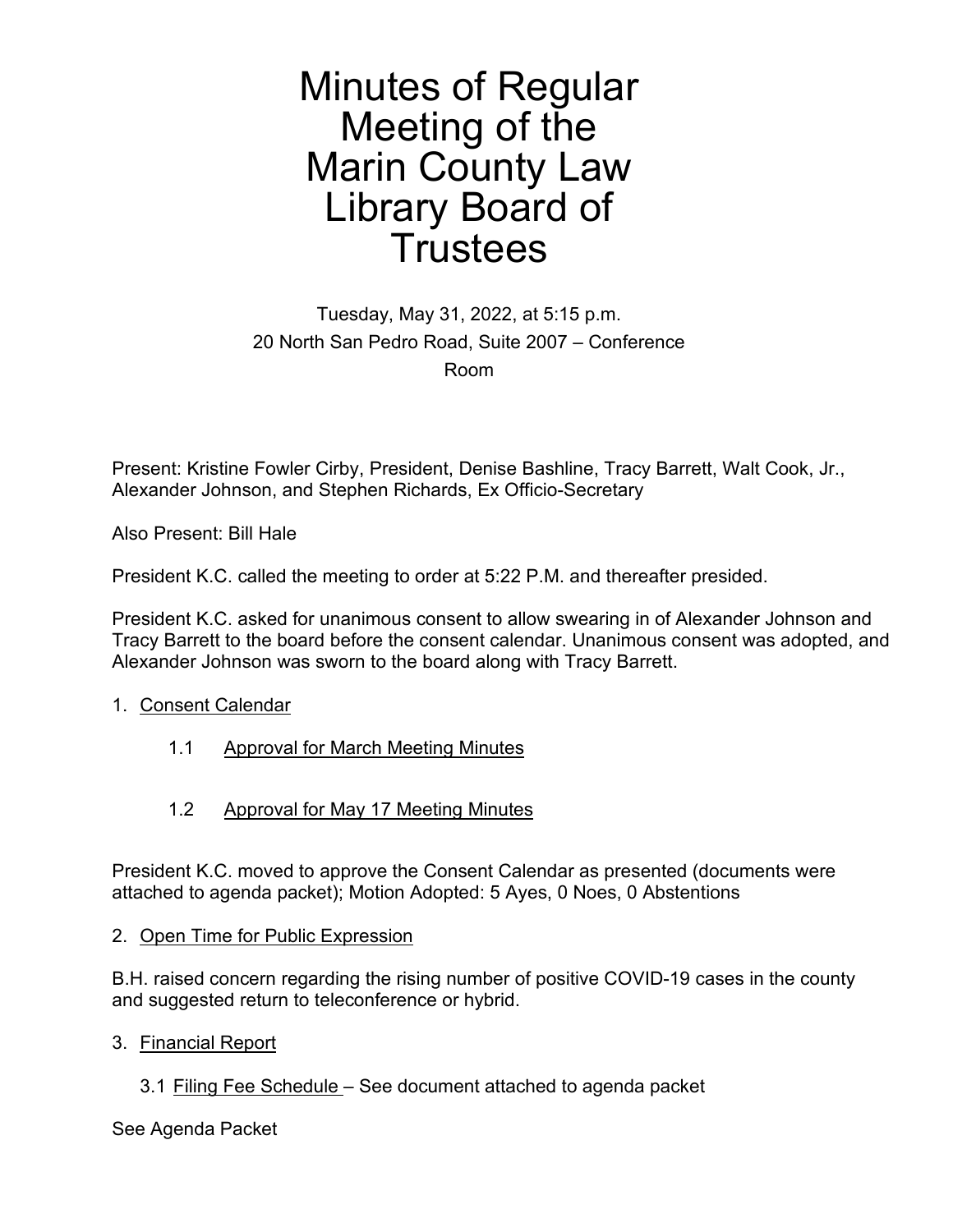# Minutes of Regular Meeting of the Marin County Law Library Board of Trustees

Tuesday, May 31, 2022, at 5:15 p.m.
20 North San Pedro Road, Suite 2007 – Conference Room

Present: Kristine Fowler Cirby, President, Denise Bashline, Tracy Barrett, Walt Cook, Jr., Alexander Johnson, and Stephen Richards, Ex Officio-Secretary

Also Present: Bill Hale

President K.C. called the meeting to order at 5:22 P.M. and thereafter presided.

President K.C. asked for unanimous consent to allow swearing in of Alexander Johnson and Tracy Barrett to the board before the consent calendar. Unanimous consent was adopted, and Alexander Johnson was sworn to the board along with Tracy Barrett.

1. <u>Consent Calendar</u>

    1.1 <u>Approval for March Meeting Minutes</u>

    1.2 <u>Approval for May 17 Meeting Minutes</u>

President K.C. moved to approve the Consent Calendar as presented (documents were attached to agenda packet); Motion Adopted: 5 Ayes, 0 Noes, 0 Abstentions

2. <u>Open Time for Public Expression</u>

B.H. raised concern regarding the rising number of positive COVID-19 cases in the county and suggested return to teleconference or hybrid.

3. <u>Financial Report</u>

    3.1 <u>Filing Fee Schedule</u> – See document attached to agenda packet

See Agenda Packet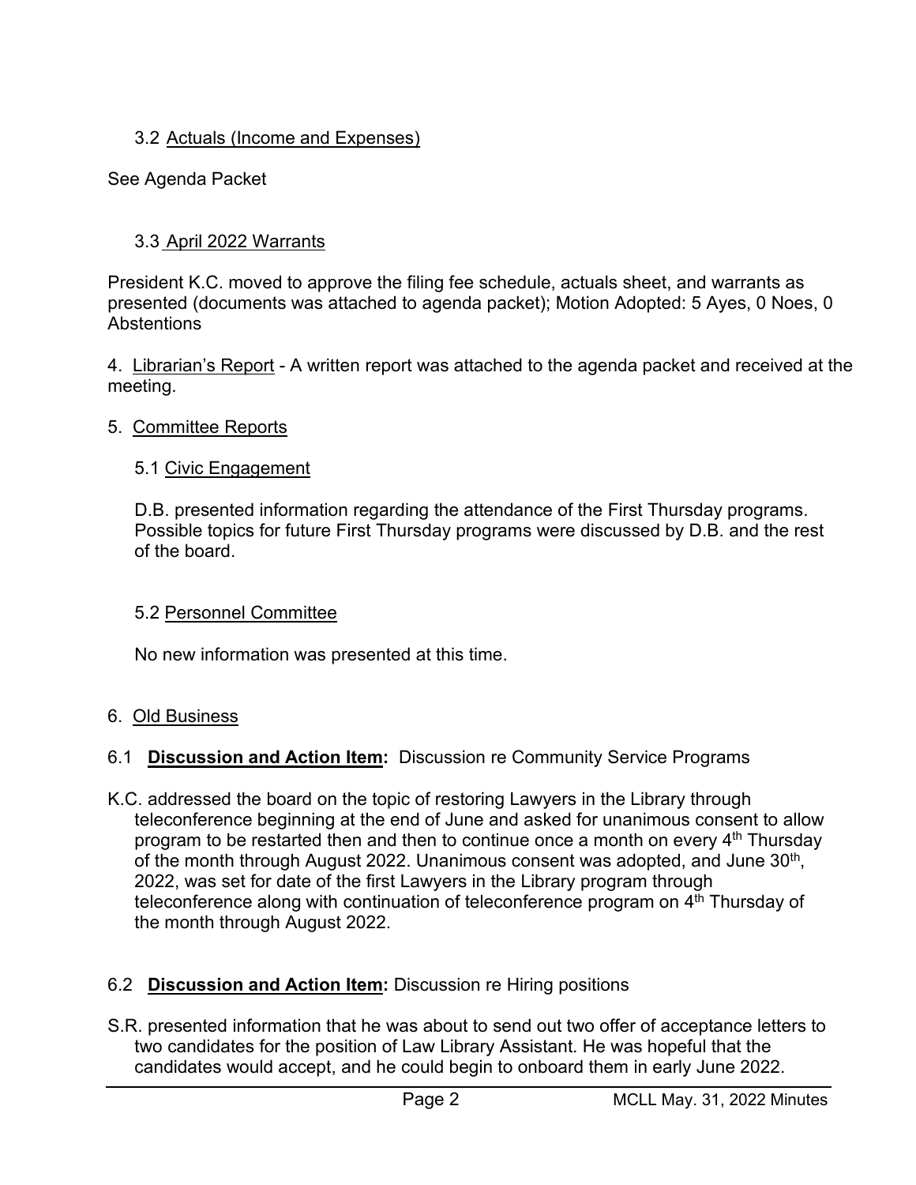3.2 Actuals (Income and Expenses)

See Agenda Packet

3.3 April 2022 Warrants

President K.C. moved to approve the filing fee schedule, actuals sheet, and warrants as presented (documents was attached to agenda packet); Motion Adopted: 5 Ayes, 0 Noes, 0 Abstentions

4. Librarian's Report - A written report was attached to the agenda packet and received at the meeting.

5. Committee Reports

5.1 Civic Engagement

D.B. presented information regarding the attendance of the First Thursday programs. Possible topics for future First Thursday programs were discussed by D.B. and the rest of the board.

5.2 Personnel Committee

No new information was presented at this time.

6. Old Business

6.1 **Discussion and Action Item:** Discussion re Community Service Programs

K.C. addressed the board on the topic of restoring Lawyers in the Library through teleconference beginning at the end of June and asked for unanimous consent to allow program to be restarted then and then to continue once a month on every 4th Thursday of the month through August 2022. Unanimous consent was adopted, and June 30th, 2022, was set for date of the first Lawyers in the Library program through teleconference along with continuation of teleconference program on 4th Thursday of the month through August 2022.

6.2 **Discussion and Action Item:** Discussion re Hiring positions

S.R. presented information that he was about to send out two offer of acceptance letters to two candidates for the position of Law Library Assistant. He was hopeful that the candidates would accept, and he could begin to onboard them in early June 2022.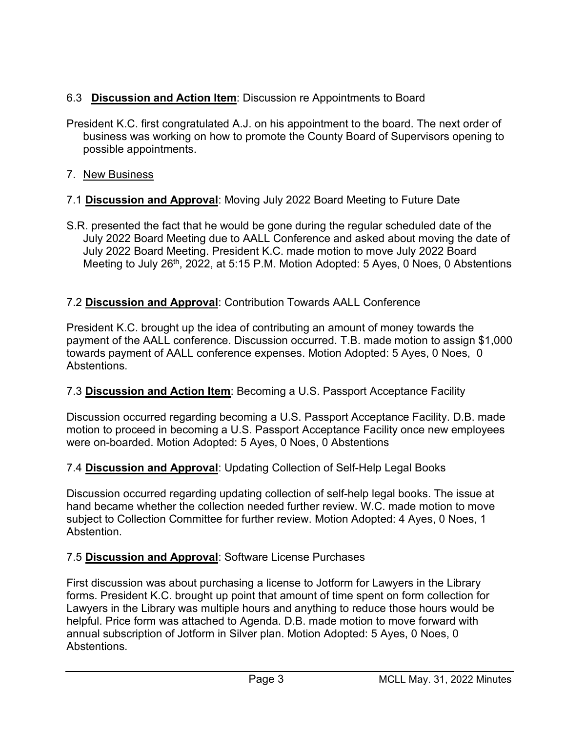6.3 **Discussion and Action Item**: Discussion re Appointments to Board

President K.C. first congratulated A.J. on his appointment to the board. The next order of business was working on how to promote the County Board of Supervisors opening to possible appointments.

7. New Business

7.1 **Discussion and Approval**: Moving July 2022 Board Meeting to Future Date

S.R. presented the fact that he would be gone during the regular scheduled date of the July 2022 Board Meeting due to AALL Conference and asked about moving the date of July 2022 Board Meeting. President K.C. made motion to move July 2022 Board Meeting to July 26th, 2022, at 5:15 P.M. Motion Adopted: 5 Ayes, 0 Noes, 0 Abstentions

7.2 **Discussion and Approval**: Contribution Towards AALL Conference

President K.C. brought up the idea of contributing an amount of money towards the payment of the AALL conference. Discussion occurred. T.B. made motion to assign $1,000 towards payment of AALL conference expenses. Motion Adopted: 5 Ayes, 0 Noes, 0 Abstentions.

7.3 **Discussion and Action Item**: Becoming a U.S. Passport Acceptance Facility

Discussion occurred regarding becoming a U.S. Passport Acceptance Facility. D.B. made motion to proceed in becoming a U.S. Passport Acceptance Facility once new employees were on-boarded. Motion Adopted: 5 Ayes, 0 Noes, 0 Abstentions

7.4 **Discussion and Approval**: Updating Collection of Self-Help Legal Books

Discussion occurred regarding updating collection of self-help legal books. The issue at hand became whether the collection needed further review. W.C. made motion to move subject to Collection Committee for further review. Motion Adopted: 4 Ayes, 0 Noes, 1 Abstention.

7.5 **Discussion and Approval**: Software License Purchases

First discussion was about purchasing a license to Jotform for Lawyers in the Library forms. President K.C. brought up point that amount of time spent on form collection for Lawyers in the Library was multiple hours and anything to reduce those hours would be helpful. Price form was attached to Agenda. D.B. made motion to move forward with annual subscription of Jotform in Silver plan. Motion Adopted: 5 Ayes, 0 Noes, 0 Abstentions.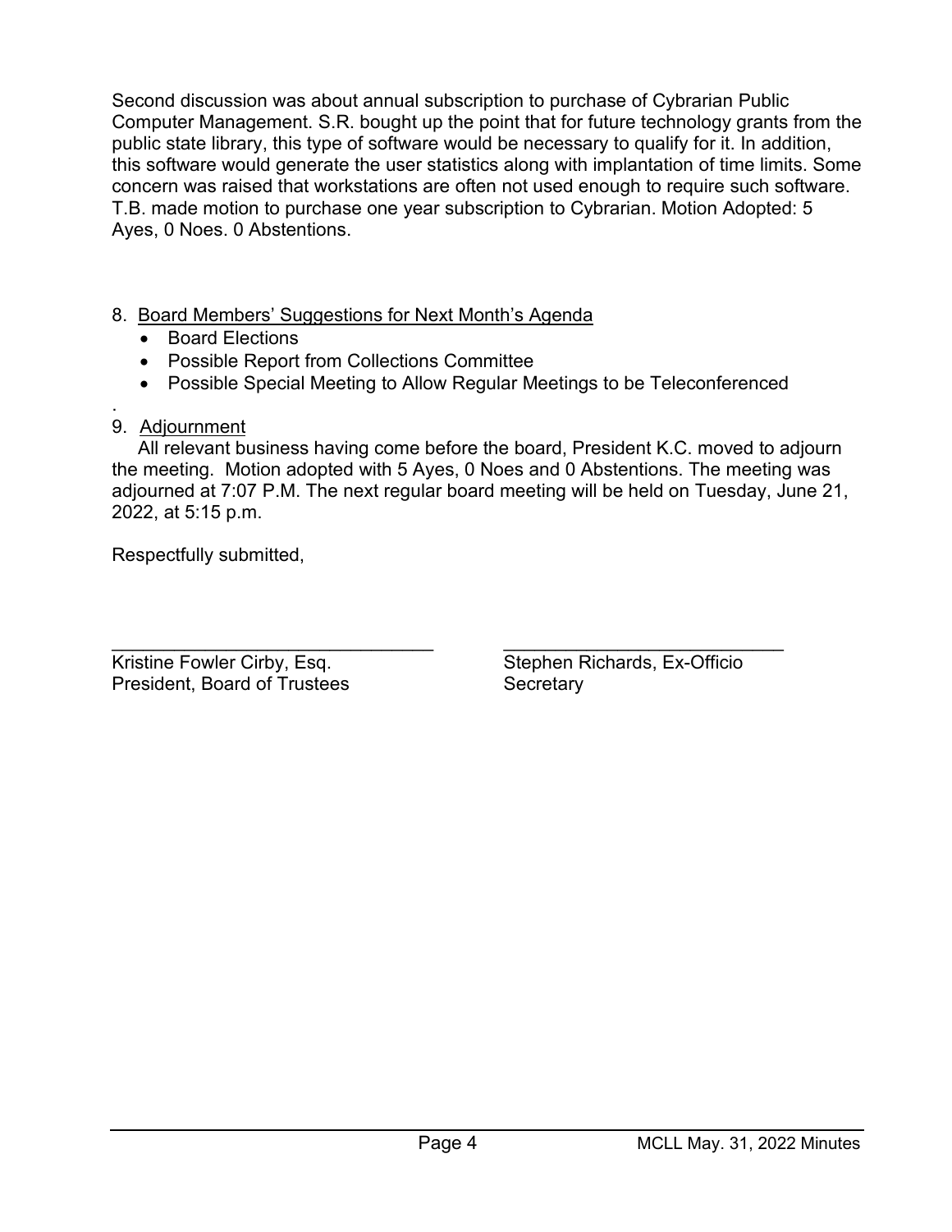Second discussion was about annual subscription to purchase of Cybrarian Public Computer Management. S.R. bought up the point that for future technology grants from the public state library, this type of software would be necessary to qualify for it. In addition, this software would generate the user statistics along with implantation of time limits. Some concern was raised that workstations are often not used enough to require such software. T.B. made motion to purchase one year subscription to Cybrarian. Motion Adopted: 5 Ayes, 0 Noes. 0 Abstentions.

8. Board Members' Suggestions for Next Month's Agenda
   - Board Elections
   - Possible Report from Collections Committee
   - Possible Special Meeting to Allow Regular Meetings to be Teleconferenced

.

9. Adjournment

All relevant business having come before the board, President K.C. moved to adjourn the meeting. Motion adopted with 5 Ayes, 0 Noes and 0 Abstentions. The meeting was adjourned at 7:07 P.M. The next regular board meeting will be held on Tuesday, June 21, 2022, at 5:15 p.m.

Respectfully submitted,

| \_\_\_\_\_\_\_\_\_\_\_\_\_\_\_\_\_\_\_\_\_\_\_\_\_\_\_\_\_\_\_\_ | \_\_\_\_\_\_\_\_\_\_\_\_\_\_\_\_\_\_\_\_\_\_\_\_\_\_\_\_ |
|---|---|
| Kristine Fowler Cirby, Esq. | Stephen Richards, Ex-Officio |
| President, Board of Trustees | Secretary |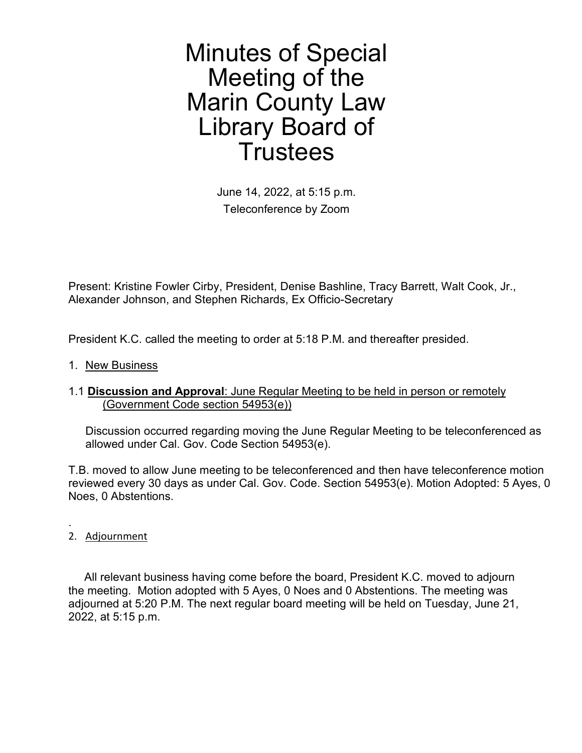# Minutes of Special Meeting of the Marin County Law Library Board of Trustees

June 14, 2022, at 5:15 p.m.
Teleconference by Zoom

Present: Kristine Fowler Cirby, President, Denise Bashline, Tracy Barrett, Walt Cook, Jr., Alexander Johnson, and Stephen Richards, Ex Officio-Secretary

President K.C. called the meeting to order at 5:18 P.M. and thereafter presided.

1. New Business

1.1 **Discussion and Approval**: June Regular Meeting to be held in person or remotely (Government Code section 54953(e))

Discussion occurred regarding moving the June Regular Meeting to be teleconferenced as allowed under Cal. Gov. Code Section 54953(e).

T.B. moved to allow June meeting to be teleconferenced and then have teleconference motion reviewed every 30 days as under Cal. Gov. Code. Section 54953(e). Motion Adopted: 5 Ayes, 0 Noes, 0 Abstentions.

.

2. Adjournment

All relevant business having come before the board, President K.C. moved to adjourn the meeting. Motion adopted with 5 Ayes, 0 Noes and 0 Abstentions. The meeting was adjourned at 5:20 P.M. The next regular board meeting will be held on Tuesday, June 21, 2022, at 5:15 p.m.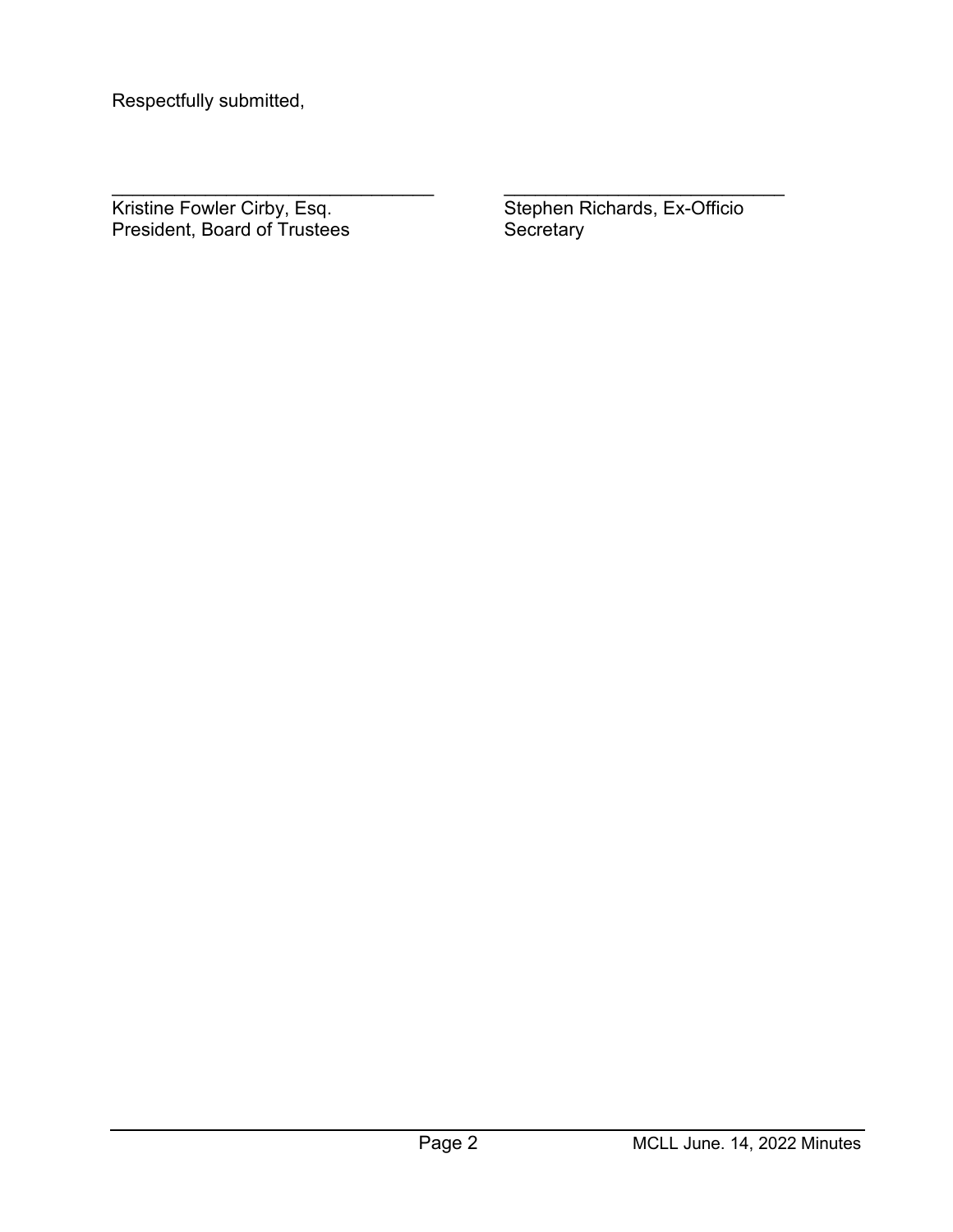Respectfully submitted,

\_\_\_\_\_\_\_\_\_\_\_\_\_\_\_\_\_\_\_\_\_\_\_\_\_\_\_\_\_\_\_\_\_
Kristine Fowler Cirby, Esq.
President, Board of Trustees

\_\_\_\_\_\_\_\_\_\_\_\_\_\_\_\_\_\_\_\_\_\_\_\_\_\_\_\_\_\_\_\_\_
Stephen Richards, Ex-Officio
Secretary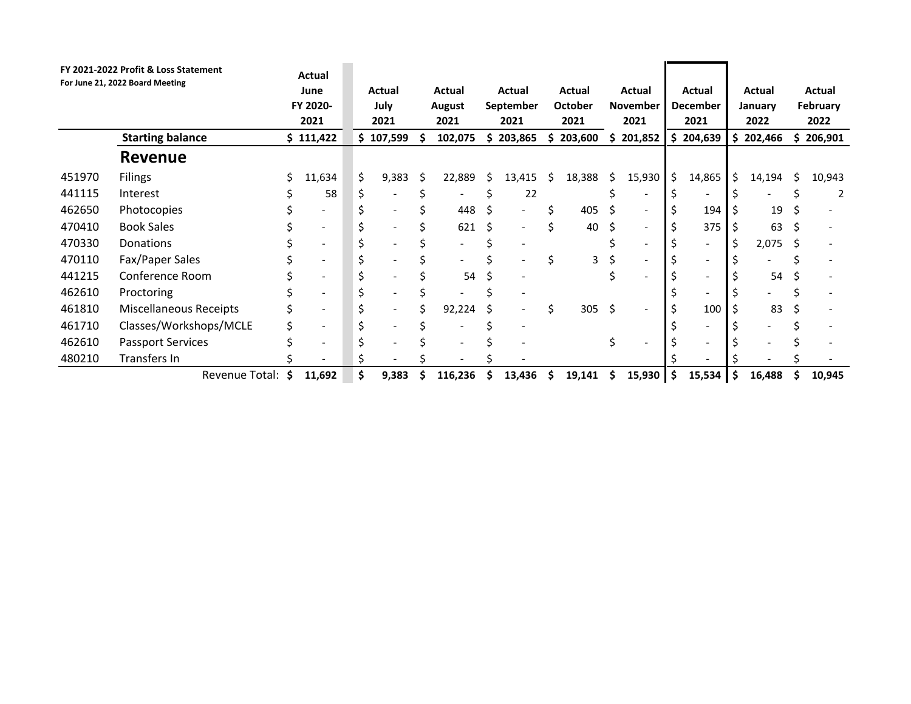**FY 2021-2022 Profit & Loss Statement**
**For June 21, 2022 Board Meeting**

| | | Actual June FY 2020-2021 | Actual July 2021 | Actual August 2021 | Actual September 2021 | Actual October 2021 | Actual November 2021 | Actual December 2021 | Actual January 2022 | Actual February 2022 |
|---|---|---|---|---|---|---|---|---|---|---|
| | **Starting balance** | $ 111,422 | $ 107,599 | $ 102,075 | $ 203,865 | $ 203,600 | $ 201,852 | $ 204,639 | $ 202,466 | $ 206,901 |
| | **Revenue** | | | | | | | | | |
| 451970 | Filings | $ 11,634 | $ 9,383 | $ 22,889 | $ 13,415 | $ 18,388 | $ 15,930 | $ 14,865 | $ 14,194 | $ 10,943 |
| 441115 | Interest | $ 58 | $ - | $ - | $ 22 | | $ - | $ - | $ - | $ 2 |
| 462650 | Photocopies | $ - | $ - | $ 448 | $ - | $ 405 | $ - | $ 194 | $ 19 | $ - |
| 470410 | Book Sales | $ - | $ - | $ 621 | $ - | $ 40 | $ - | $ 375 | $ 63 | $ - |
| 470330 | Donations | $ - | $ - | $ - | $ - | | $ - | $ - | $ 2,075 | $ - |
| 470110 | Fax/Paper Sales | $ - | $ - | $ - | $ - | $ 3 | $ - | $ - | $ - | $ - |
| 441215 | Conference Room | $ - | $ - | $ 54 | $ - | | $ - | $ - | $ 54 | $ - |
| 462610 | Proctoring | $ - | $ - | $ - | $ - | | | $ - | $ - | $ - |
| 461810 | Miscellaneous Receipts | $ - | $ - | $ 92,224 | $ - | $ 305 | $ - | $ 100 | $ 83 | $ - |
| 461710 | Classes/Workshops/MCLE | $ - | $ - | $ - | $ - | | | $ - | $ - | $ - |
| 462610 | Passport Services | $ - | $ - | $ - | $ - | | $ - | $ - | $ - | $ - |
| 480210 | Transfers In | $ - | $ - | $ - | $ - | | | $ - | $ - | $ - |
| | Revenue Total: | **$ 11,692** | **$ 9,383** | **$ 116,236** | **$ 13,436** | **$ 19,141** | **$ 15,930** | **$ 15,534** | **$ 16,488** | **$ 10,945** |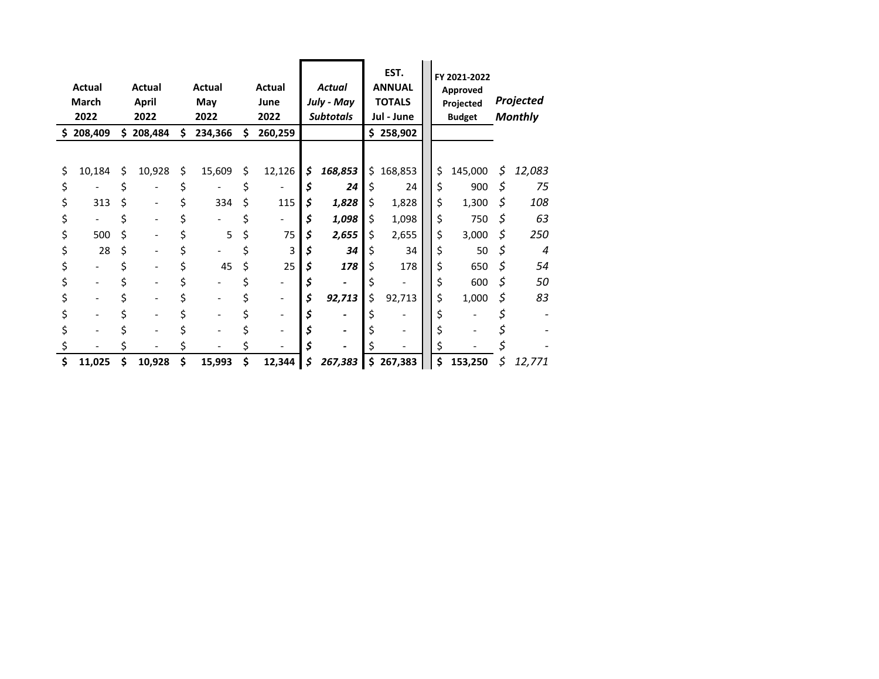| Actual March 2022 | Actual April 2022 | Actual May 2022 | Actual June 2022 | *Actual July - May Subtotals* | EST. ANNUAL TOTALS Jul - June | FY 2021-2022 Approved Projected Budget | *Projected Monthly* |
|---|---|---|---|---|---|---|---|
| **$ 208,409** | **$ 208,484** | **$ 234,366** | **$ 260,259** | | **$ 258,902** | | |
| | | | | | | | |
| $ 10,184 | $ 10,928 | $ 15,609 | $ 12,126 | ***$ 168,853*** | $ 168,853 | $ 145,000 | *$ 12,083* |
| $ - | $ - | $ - | $ - | ***$ 24*** | $ 24 | $ 900 | *$ 75* |
| $ 313 | $ - | $ 334 | $ 115 | ***$ 1,828*** | $ 1,828 | $ 1,300 | *$ 108* |
| $ - | $ - | $ - | $ - | ***$ 1,098*** | $ 1,098 | $ 750 | *$ 63* |
| $ 500 | $ - | $ 5 | $ 75 | ***$ 2,655*** | $ 2,655 | $ 3,000 | *$ 250* |
| $ 28 | $ - | $ - | $ 3 | ***$ 34*** | $ 34 | $ 50 | *$ 4* |
| $ - | $ - | $ 45 | $ 25 | ***$ 178*** | $ 178 | $ 650 | *$ 54* |
| $ - | $ - | $ - | $ - | ***$ -*** | $ - | $ 600 | *$ 50* |
| $ - | $ - | $ - | $ - | ***$ 92,713*** | $ 92,713 | $ 1,000 | *$ 83* |
| $ - | $ - | $ - | $ - | ***$ -*** | $ - | $ - | *$ -* |
| $ - | $ - | $ - | $ - | ***$ -*** | $ - | $ - | *$ -* |
| $ - | $ - | $ - | $ - | ***$ -*** | $ - | $ - | *$ -* |
| **$ 11,025** | **$ 10,928** | **$ 15,993** | **$ 12,344** | ***$ 267,383*** | **$ 267,383** | **$ 153,250** | *$ 12,771* |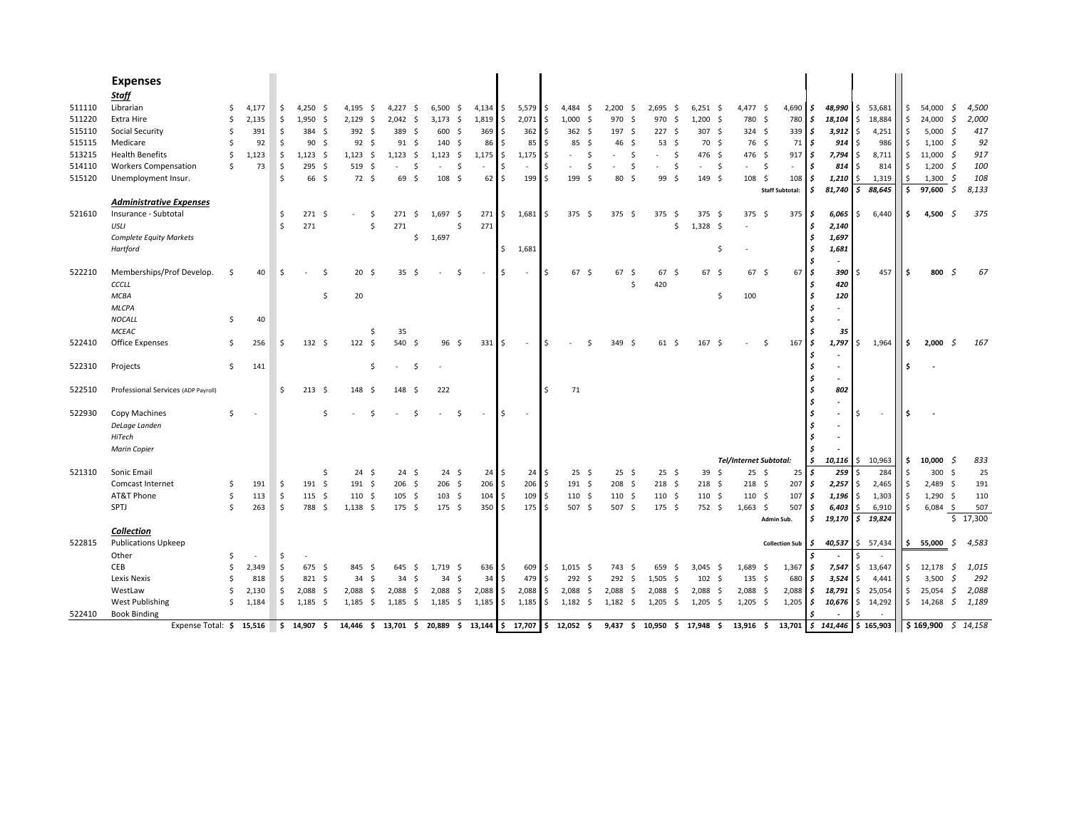## Expenses

| | | | | | | | | | | | | | | | | | | |
|---|---|---|---|---|---|---|---|---|---|---|---|---|---|---|---|---|---|---|
| | ***Staff*** | | | | | | | | | | | | | | | | | |
| 511110 | Librarian | 4,177 | 4,250 | 4,195 | 4,227 | 6,500 | 4,134 | 5,579 | 4,484 | 2,200 | 2,695 | 6,251 | 4,477 | 4,690 | *48,990* | 53,681 | 54,000 | *4,500* |
| 511220 | Extra Hire | 2,135 | 1,950 | 2,129 | 2,042 | 3,173 | 1,819 | 2,071 | 1,000 | 970 | 970 | 1,200 | 780 | 780 | *18,104* | 18,884 | 24,000 | *2,000* |
| 515110 | Social Security | 391 | 384 | 392 | 389 | 600 | 369 | 362 | 362 | 197 | 227 | 307 | 324 | 339 | *3,912* | 4,251 | 5,000 | *417* |
| 515115 | Medicare | 92 | 90 | 92 | 91 | 140 | 86 | 85 | 85 | 46 | 53 | 70 | 76 | 71 | *914* | 986 | 1,100 | *92* |
| 513215 | Health Benefits | 1,123 | 1,123 | 1,123 | 1,123 | 1,123 | 1,175 | 1,175 | - | - | - | 476 | 476 | 917 | *7,794* | 8,711 | 11,000 | *917* |
| 514110 | Workers Compensation | 73 | 295 | 519 | - | - | - | - | - | - | - | - | - | - | *814* | 814 | 1,200 | *100* |
| 515120 | Unemployment Insur. | | 66 | 72 | 69 | 108 | 62 | 199 | 199 | 80 | 99 | 149 | 108 | 108 | *1,210* | 1,319 | 1,300 | *108* |
| | | | | | | | | | | | | | | Staff Subtotal: | *$ 81,740* | *$ 88,645* | *$ 97,600* | *$ 8,133* |
| | ***Administrative Expenses*** | | | | | | | | | | | | | | | | | |
| 521610 | Insurance - Subtotal | | 271 | - | 271 | 1,697 | 271 | 1,681 | 375 | 375 | 375 | 375 | 375 | 375 | *6,065* | 6,440 | **4,500** | *375* |
| | *USLI* | | 271 | | 271 | | 271 | | | | | 1,328 | - | | *2,140* | | | |
| | *Complete Equity Markets* | | | | | 1,697 | | | | | | | | | *1,697* | | | |
| | *Hartford* | | | | | | | 1,681 | | | | | - | | *1,681* | | | |
| | | | | | | | | | | | | | | | *-* | | | |
| 522210 | Memberships/Prof Develop. | 40 | - | 20 | 35 | - | - | - | 67 | 67 | 67 | 67 | 67 | 67 | *390* | 457 | **800** | *67* |
| | *CCCLL* | | | | | | | | | | 420 | | | | *420* | | | |
| | *MCBA* | | | 20 | | | | | | | | | 100 | | *120* | | | |
| | *MLCPA* | | | | | | | | | | | | | | *-* | | | |
| | *NOCALL* | 40 | | | | | | | | | | | | | *-* | | | |
| | *MCEAC* | | | | 35 | | | | | | | | | | *35* | | | |
| 522410 | Office Expenses | 256 | 132 | 122 | 540 | 96 | 331 | - | - | 349 | 61 | 167 | - | 167 | *1,797* | 1,964 | **2,000** | *167* |
| | | | | | | | | | | | | | | | *-* | | | |
| 522310 | Projects | 141 | | | - | - | | | | | | | | | *-* | | **-** | |
| | | | | | | | | | | | | | | | *-* | | | |
| 522510 | Professional Services (ADP Payroll) | | 213 | 148 | 148 | 222 | | | 71 | | | | | | *802* | | | |
| | | | | | | | | | | | | | | | *-* | | | |
| 522930 | Copy Machines | - | | - | - | - | - | - | | | | | | | *-* | - | **-** | |
| | *DeLage Landen* | | | | | | | | | | | | | | *-* | | | |
| | *HiTech* | | | | | | | | | | | | | | *-* | | | |
| | *Marin Copier* | | | | | | | | | | | | | | *-* | | | |
| | | | | | | | | | | | | *Tel/Internet Subtotal:* | | | *$ 10,116* | $ 10,963 | **$ 10,000** | *$ 833* |
| 521310 | Sonic Email | | | 24 | 24 | 24 | 24 | 24 | 25 | 25 | 25 | 39 | 25 | 25 | *259* | 284 | 300 | 25 |
| | Comcast Internet | 191 | 191 | 191 | 206 | 206 | 206 | 206 | 191 | 208 | 218 | 218 | 218 | 207 | *2,257* | 2,465 | 2,489 | 191 |
| | AT&T Phone | 113 | 115 | 110 | 105 | 103 | 104 | 109 | 110 | 110 | 110 | 110 | 110 | 107 | *1,196* | 1,303 | 1,290 | 110 |
| | SPTJ | 263 | 788 | 1,138 | 175 | 175 | 350 | 175 | 507 | 507 | 175 | 752 | 1,663 | 507 | *6,403* | 6,910 | 6,084 | 507 |
| | | | | | | | | | | | | | | Admin Sub. | *$ 19,170* | *$ 19,824* | | $ 17,300 |
| | ***Collection*** | | | | | | | | | | | | | | | | | |
| 522815 | Publications Upkeep | | | | | | | | | | | | | Collection Sub | *$ 40,537* | $ 57,434 | **$ 55,000** | *$ 4,583* |
| | Other | - | - | | | | | | | | | | | | *-* | - | | |
| | CEB | 2,349 | 675 | 845 | 645 | 1,719 | 636 | 609 | 1,015 | 743 | 659 | 3,045 | 1,689 | 1,367 | *7,547* | 13,647 | 12,178 | *1,015* |
| | Lexis Nexis | 818 | 821 | 34 | 34 | 34 | 34 | 479 | 292 | 292 | 1,505 | 102 | 135 | 680 | *3,524* | 4,441 | 3,500 | *292* |
| | WestLaw | 2,130 | 2,088 | 2,088 | 2,088 | 2,088 | 2,088 | 2,088 | 2,088 | 2,088 | 2,088 | 2,088 | 2,088 | 2,088 | *18,791* | 25,054 | 25,054 | *2,088* |
| | West Publishing | 1,184 | 1,185 | 1,185 | 1,185 | 1,185 | 1,185 | 1,185 | 1,182 | 1,182 | 1,205 | 1,205 | 1,205 | 1,205 | *10,676* | 14,292 | 14,268 | *1,189* |
| 522410 | Book Binding | | | | | | | | | | | | | | *-* | - | | |
| | **Expense Total:** | **$ 15,516** | **$ 14,907** | **$ 14,446** | **$ 13,701** | **$ 20,889** | **$ 13,144** | **$ 17,707** | **$ 12,052** | **$ 9,437** | **$ 10,950** | **$ 17,948** | **$ 13,916** | **$ 13,701** | ***$ 141,446*** | **$ 165,903** | **$ 169,900** | *$ 14,158* |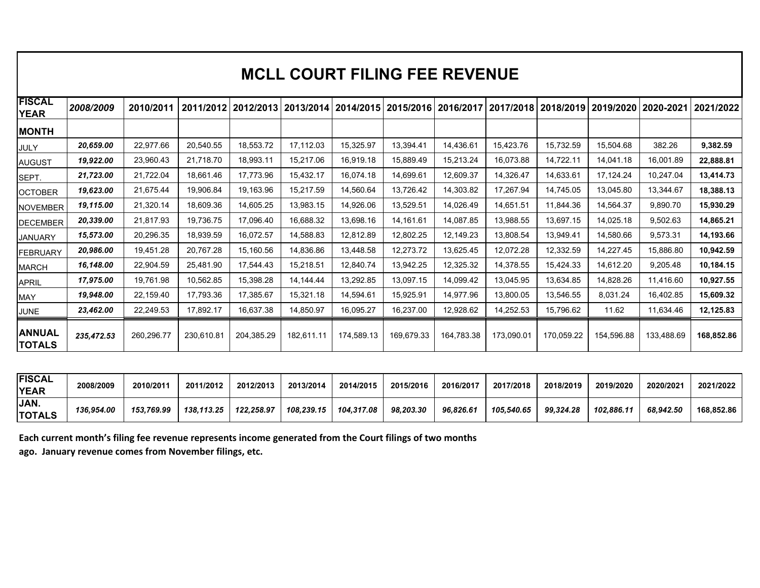# MCLL COURT FILING FEE REVENUE

| FISCAL YEAR | *2008/2009* | 2010/2011 | 2011/2012 | 2012/2013 | 2013/2014 | 2014/2015 | 2015/2016 | 2016/2017 | 2017/2018 | 2018/2019 | 2019/2020 | 2020-2021 | 2021/2022 |
|---|---|---|---|---|---|---|---|---|---|---|---|---|---|
| **MONTH** | | | | | | | | | | | | | |
| JULY | ***20,659.00*** | 22,977.66 | 20,540.55 | 18,553.72 | 17,112.03 | 15,325.97 | 13,394.41 | 14,436.61 | 15,423.76 | 15,732.59 | 15,504.68 | 382.26 | **9,382.59** |
| AUGUST | ***19,922.00*** | 23,960.43 | 21,718.70 | 18,993.11 | 15,217.06 | 16,919.18 | 15,889.49 | 15,213.24 | 16,073.88 | 14,722.11 | 14,041.18 | 16,001.89 | **22,888.81** |
| SEPT. | ***21,723.00*** | 21,722.04 | 18,661.46 | 17,773.96 | 15,432.17 | 16,074.18 | 14,699.61 | 12,609.37 | 14,326.47 | 14,633.61 | 17,124.24 | 10,247.04 | **13,414.73** |
| OCTOBER | ***19,623.00*** | 21,675.44 | 19,906.84 | 19,163.96 | 15,217.59 | 14,560.64 | 13,726.42 | 14,303.82 | 17,267.94 | 14,745.05 | 13,045.80 | 13,344.67 | **18,388.13** |
| NOVEMBER | ***19,115.00*** | 21,320.14 | 18,609.36 | 14,605.25 | 13,983.15 | 14,926.06 | 13,529.51 | 14,026.49 | 14,651.51 | 11,844.36 | 14,564.37 | 9,890.70 | **15,930.29** |
| DECEMBER | ***20,339.00*** | 21,817.93 | 19,736.75 | 17,096.40 | 16,688.32 | 13,698.16 | 14,161.61 | 14,087.85 | 13,988.55 | 13,697.15 | 14,025.18 | 9,502.63 | **14,865.21** |
| JANUARY | ***15,573.00*** | 20,296.35 | 18,939.59 | 16,072.57 | 14,588.83 | 12,812.89 | 12,802.25 | 12,149.23 | 13,808.54 | 13,949.41 | 14,580.66 | 9,573.31 | **14,193.66** |
| FEBRUARY | ***20,986.00*** | 19,451.28 | 20,767.28 | 15,160.56 | 14,836.86 | 13,448.58 | 12,273.72 | 13,625.45 | 12,072.28 | 12,332.59 | 14,227.45 | 15,886.80 | **10,942.59** |
| MARCH | ***16,148.00*** | 22,904.59 | 25,481.90 | 17,544.43 | 15,218.51 | 12,840.74 | 13,942.25 | 12,325.32 | 14,378.55 | 15,424.33 | 14,612.20 | 9,205.48 | **10,184.15** |
| APRIL | ***17,975.00*** | 19,761.98 | 10,562.85 | 15,398.28 | 14,144.44 | 13,292.85 | 13,097.15 | 14,099.42 | 13,045.95 | 13,634.85 | 14,828.26 | 11,416.60 | **10,927.55** |
| MAY | ***19,948.00*** | 22,159.40 | 17,793.36 | 17,385.67 | 15,321.18 | 14,594.61 | 15,925.91 | 14,977.96 | 13,800.05 | 13,546.55 | 8,031.24 | 16,402.85 | **15,609.32** |
| JUNE | ***23,462.00*** | 22,249.53 | 17,892.17 | 16,637.38 | 14,850.97 | 16,095.27 | 16,237.00 | 12,928.62 | 14,252.53 | 15,796.62 | 11.62 | 11,634.46 | **12,125.83** |
| **ANNUAL TOTALS** | ***235,472.53*** | 260,296.77 | 230,610.81 | 204,385.29 | 182,611.11 | 174,589.13 | 169,679.33 | 164,783.38 | 173,090.01 | 170,059.22 | 154,596.88 | 133,488.69 | **168,852.86** |

| FISCAL YEAR | 2008/2009 | 2010/2011 | 2011/2012 | 2012/2013 | 2013/2014 | 2014/2015 | 2015/2016 | 2016/2017 | 2017/2018 | 2018/2019 | 2019/2020 | 2020/2021 | 2021/2022 |
|---|---|---|---|---|---|---|---|---|---|---|---|---|---|
| **JAN. TOTALS** | ***136,954.00*** | ***153,769.99*** | ***138,113.25*** | ***122,258.97*** | ***108,239.15*** | ***104,317.08*** | ***98,203.30*** | ***96,826.61*** | ***105,540.65*** | ***99,324.28*** | ***102,886.11*** | ***68,942.50*** | **168,852.86** |

**Each current month's filing fee revenue represents income generated from the Court filings of two months ago. January revenue comes from November filings, etc.**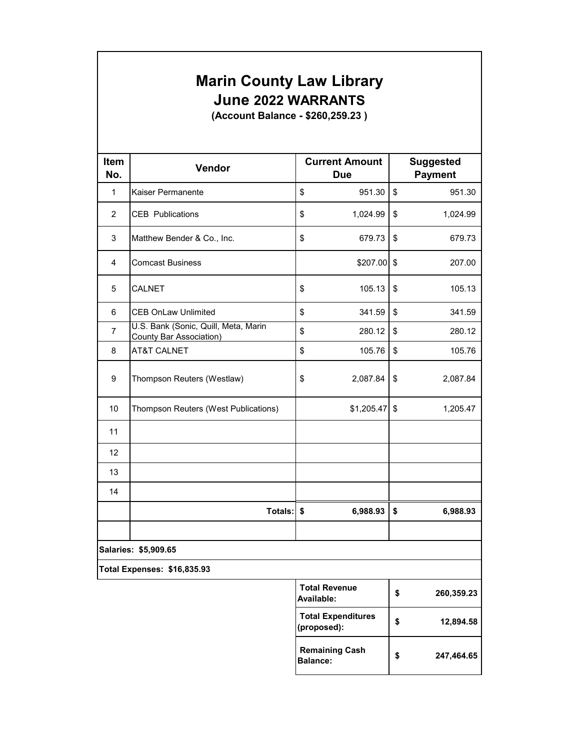# Marin County Law Library

## June 2022 WARRANTS

**(Account Balance - $260,259.23 )**

| Item No. | Vendor | Current Amount Due | Suggested Payment |
|---|---|---|---|
| 1 | Kaiser Permanente | $ 951.30 | $ 951.30 |
| 2 | CEB Publications | $ 1,024.99 | $ 1,024.99 |
| 3 | Matthew Bender & Co., Inc. | $ 679.73 | $ 679.73 |
| 4 | Comcast Business | $207.00 | $ 207.00 |
| 5 | CALNET | $ 105.13 | $ 105.13 |
| 6 | CEB OnLaw Unlimited | $ 341.59 | $ 341.59 |
| 7 | U.S. Bank (Sonic, Quill, Meta, Marin County Bar Association) | $ 280.12 | $ 280.12 |
| 8 | AT&T CALNET | $ 105.76 | $ 105.76 |
| 9 | Thompson Reuters (Westlaw) | $ 2,087.84 | $ 2,087.84 |
| 10 | Thompson Reuters (West Publications) | $1,205.47 | $ 1,205.47 |
| 11 | | | |
| 12 | | | |
| 13 | | | |
| 14 | | | |
| | **Totals:** | **$ 6,988.93** | **$ 6,988.93** |
| | | | |

**Salaries: $5,909.65**

**Total Expenses: $16,835.93**

| | |
|---|---|
| **Total Revenue Available:** | **$ 260,359.23** |
| **Total Expenditures (proposed):** | **$ 12,894.58** |
| **Remaining Cash Balance:** | **$ 247,464.65** |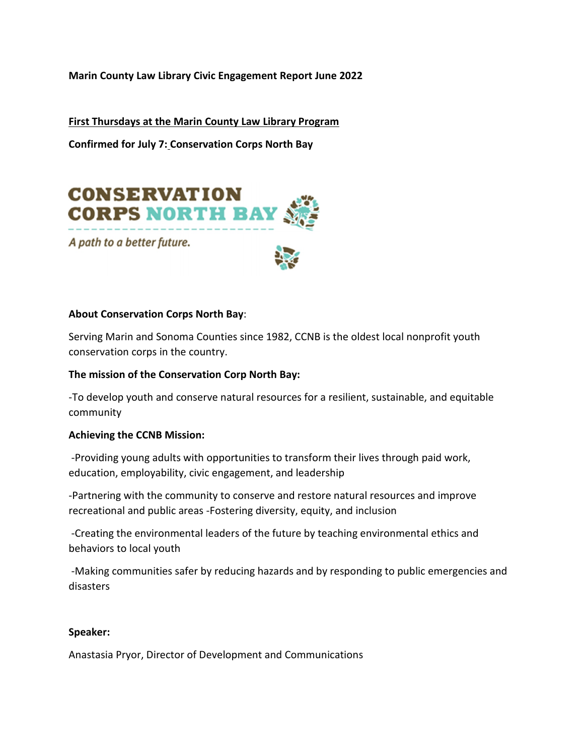**Marin County Law Library Civic Engagement Report June 2022**

**First Thursdays at the Marin County Law Library Program**

**Confirmed for July 7: Conservation Corps North Bay**

**About Conservation Corps North Bay**:

Serving Marin and Sonoma Counties since 1982, CCNB is the oldest local nonprofit youth conservation corps in the country.

**The mission of the Conservation Corp North Bay:**

-To develop youth and conserve natural resources for a resilient, sustainable, and equitable community

**Achieving the CCNB Mission:**

-Providing young adults with opportunities to transform their lives through paid work, education, employability, civic engagement, and leadership

-Partnering with the community to conserve and restore natural resources and improve recreational and public areas -Fostering diversity, equity, and inclusion

-Creating the environmental leaders of the future by teaching environmental ethics and behaviors to local youth

-Making communities safer by reducing hazards and by responding to public emergencies and disasters

**Speaker:**

Anastasia Pryor, Director of Development and Communications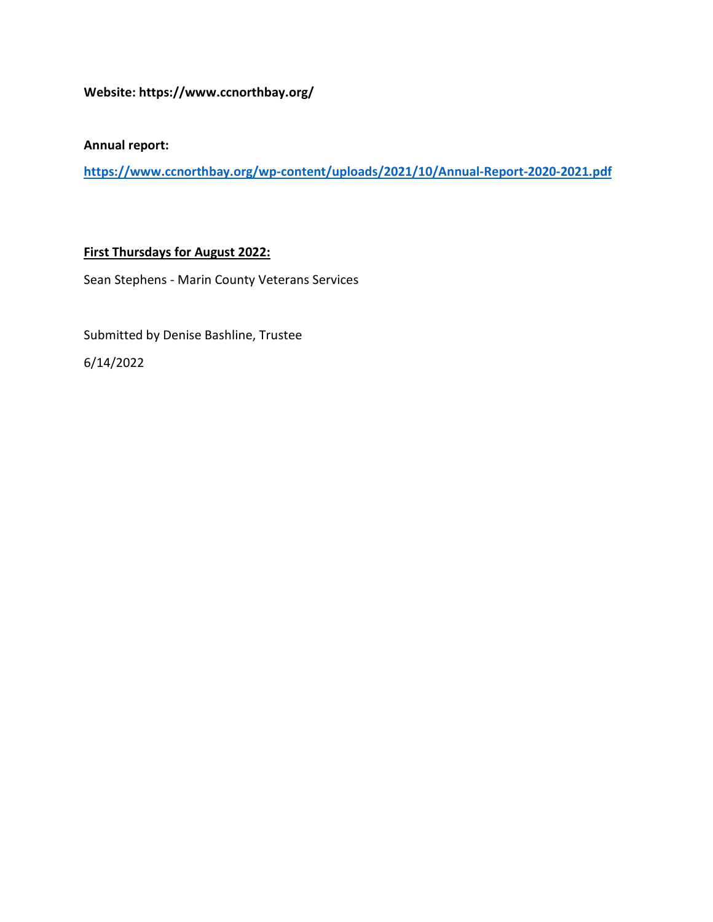**Website: https://www.ccnorthbay.org/**

**Annual report:**

**https://www.ccnorthbay.org/wp-content/uploads/2021/10/Annual-Report-2020-2021.pdf**

**First Thursdays for August 2022:**

Sean Stephens - Marin County Veterans Services

Submitted by Denise Bashline, Trustee

6/14/2022